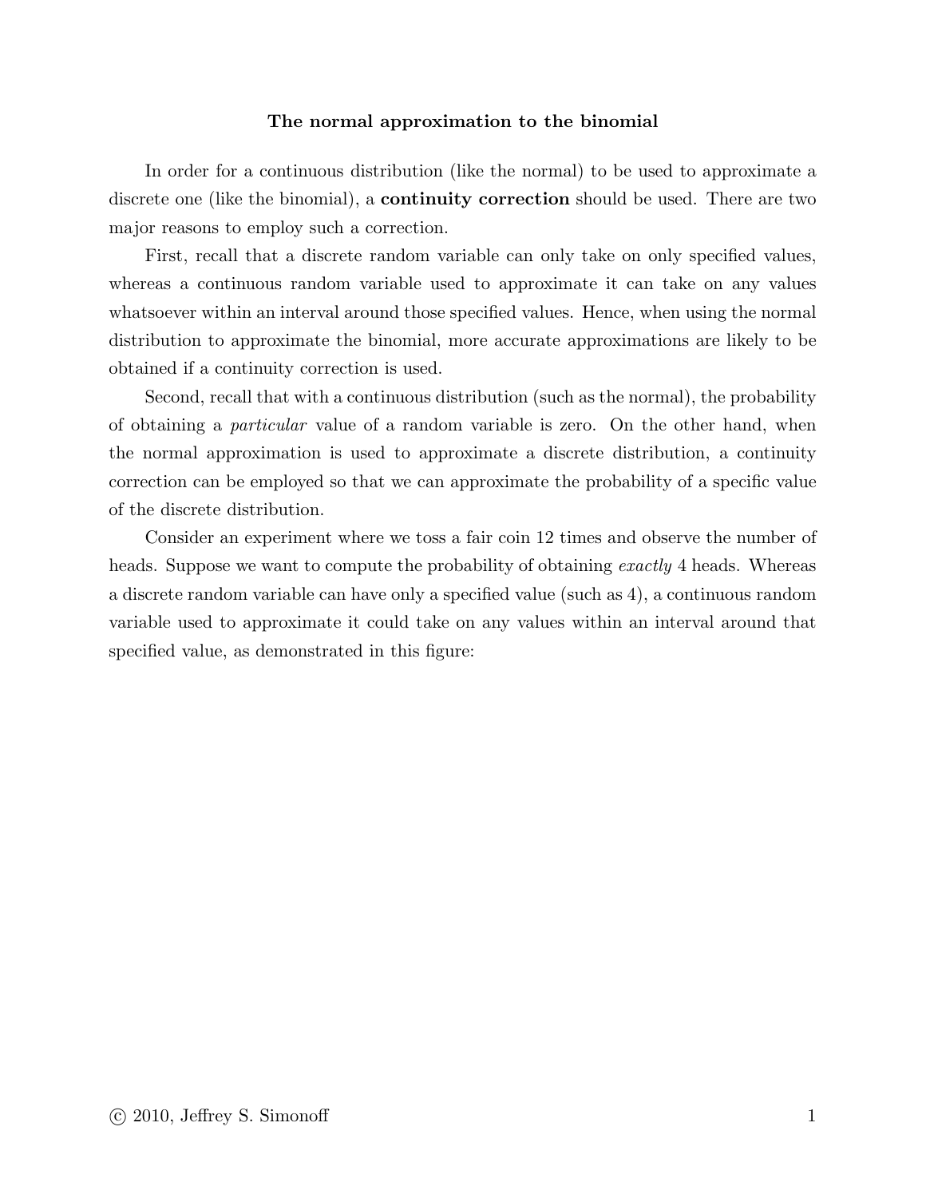**The normal approximation to the binomial**

In order for a continuous distribution (like the normal) to be used to approximate a discrete one (like the binomial), a **continuity correction** should be used. There are two major reasons to employ such a correction.

First, recall that a discrete random variable can only take on only specified values, whereas a continuous random variable used to approximate it can take on any values whatsoever within an interval around those specified values. Hence, when using the normal distribution to approximate the binomial, more accurate approximations are likely to be obtained if a continuity correction is used.

Second, recall that with a continuous distribution (such as the normal), the probability of obtaining a *particular* value of a random variable is zero. On the other hand, when the normal approximation is used to approximate a discrete distribution, a continuity correction can be employed so that we can approximate the probability of a specific value of the discrete distribution.

Consider an experiment where we toss a fair coin 12 times and observe the number of heads. Suppose we want to compute the probability of obtaining *exactly* 4 heads. Whereas a discrete random variable can have only a specified value (such as 4), a continuous random variable used to approximate it could take on any values within an interval around that specified value, as demonstrated in this figure:

© 2010, Jeffrey S. Simonoff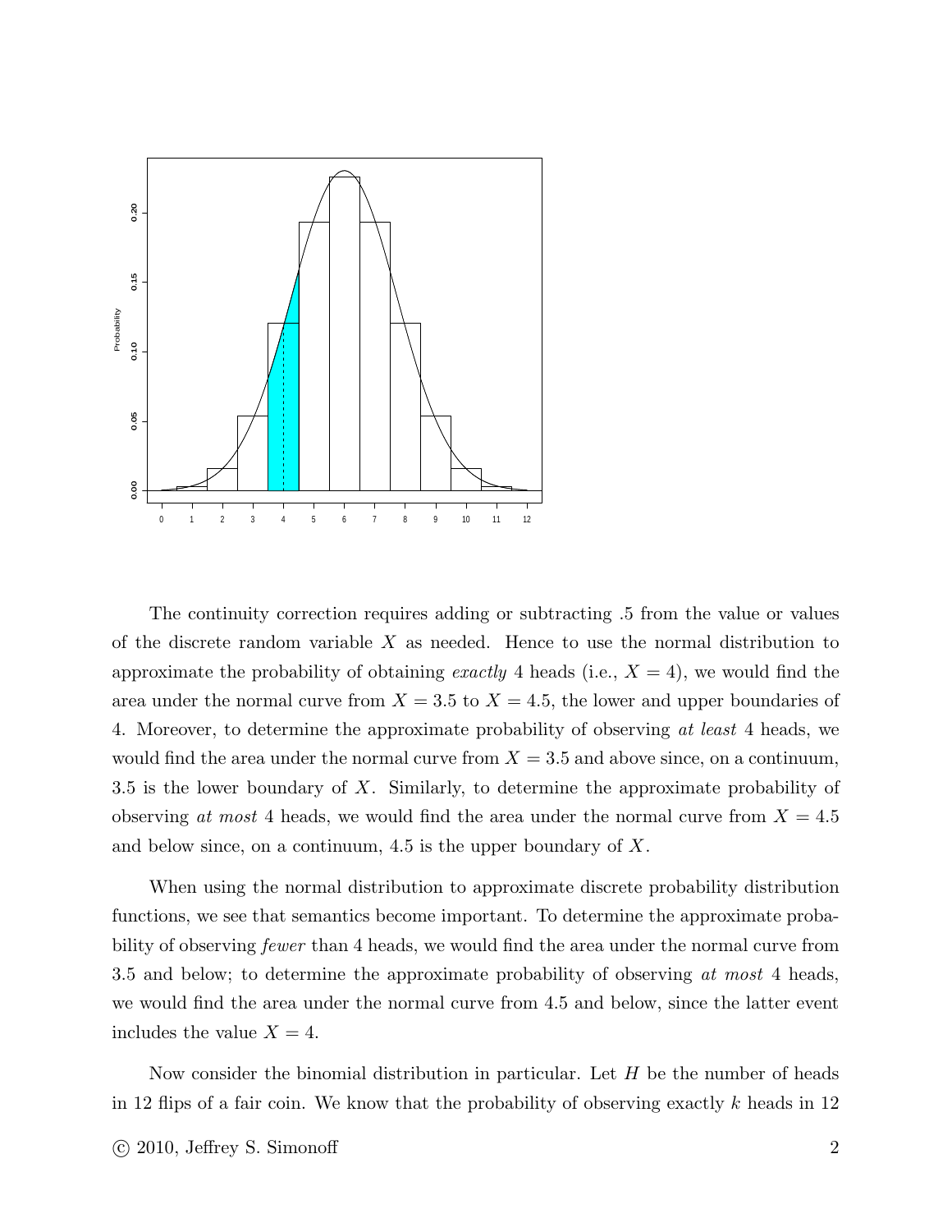Probability

0.00
0.05
0.10
0.15
0.20

0 1 2 3 4 5 6 7 8 9 10 11 12

The continuity correction requires adding or subtracting .5 from the value or values of the discrete random variable $X$ as needed. Hence to use the normal distribution to approximate the probability of obtaining *exactly* 4 heads (i.e., $X = 4$), we would find the area under the normal curve from $X = 3.5$ to $X = 4.5$, the lower and upper boundaries of 4. Moreover, to determine the approximate probability of observing *at least* 4 heads, we would find the area under the normal curve from $X = 3.5$ and above since, on a continuum, 3.5 is the lower boundary of $X$. Similarly, to determine the approximate probability of observing *at most* 4 heads, we would find the area under the normal curve from $X = 4.5$ and below since, on a continuum, 4.5 is the upper boundary of $X$.

When using the normal distribution to approximate discrete probability distribution functions, we see that semantics become important. To determine the approximate probability of observing *fewer* than 4 heads, we would find the area under the normal curve from 3.5 and below; to determine the approximate probability of observing *at most* 4 heads, we would find the area under the normal curve from 4.5 and below, since the latter event includes the value $X = 4$.

Now consider the binomial distribution in particular. Let $H$ be the number of heads in 12 flips of a fair coin. We know that the probability of observing exactly $k$ heads in 12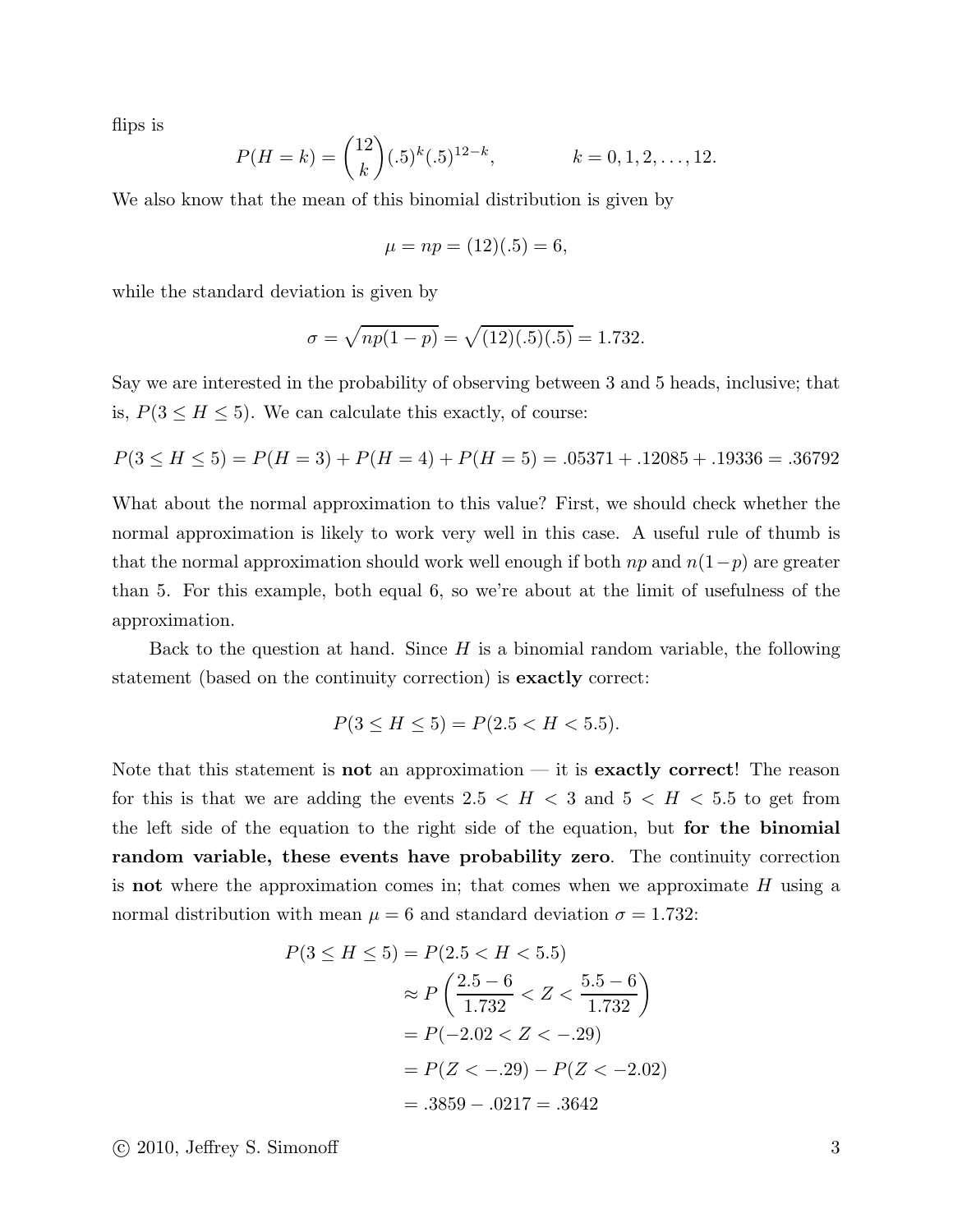flips is

$$P(H = k) = \binom{12}{k}(.5)^k(.5)^{12-k}, \qquad k = 0, 1, 2, \ldots, 12.$$

We also know that the mean of this binomial distribution is given by

$$\mu = np = (12)(.5) = 6,$$

while the standard deviation is given by

$$\sigma = \sqrt{np(1-p)} = \sqrt{(12)(.5)(.5)} = 1.732.$$

Say we are interested in the probability of observing between 3 and 5 heads, inclusive; that is, $P(3 \leq H \leq 5)$. We can calculate this exactly, of course:

$$P(3 \leq H \leq 5) = P(H = 3) + P(H = 4) + P(H = 5) = .05371 + .12085 + .19336 = .36792$$

What about the normal approximation to this value? First, we should check whether the normal approximation is likely to work very well in this case. A useful rule of thumb is that the normal approximation should work well enough if both $np$ and $n(1-p)$ are greater than 5. For this example, both equal 6, so we're about at the limit of usefulness of the approximation.

Back to the question at hand. Since $H$ is a binomial random variable, the following statement (based on the continuity correction) is **exactly** correct:

$$P(3 \leq H \leq 5) = P(2.5 < H < 5.5).$$

Note that this statement is **not** an approximation — it is **exactly correct**! The reason for this is that we are adding the events $2.5 < H < 3$ and $5 < H < 5.5$ to get from the left side of the equation to the right side of the equation, but **for the binomial random variable, these events have probability zero**. The continuity correction is **not** where the approximation comes in; that comes when we approximate $H$ using a normal distribution with mean $\mu = 6$ and standard deviation $\sigma = 1.732$:

$$\begin{aligned}
P(3 \leq H \leq 5) &= P(2.5 < H < 5.5) \\
&\approx P\left(\frac{2.5 - 6}{1.732} < Z < \frac{5.5 - 6}{1.732}\right) \\
&= P(-2.02 < Z < -.29) \\
&= P(Z < -.29) - P(Z < -2.02) \\
&= .3859 - .0217 = .3642
\end{aligned}$$

© 2010, Jeffrey S. Simonoff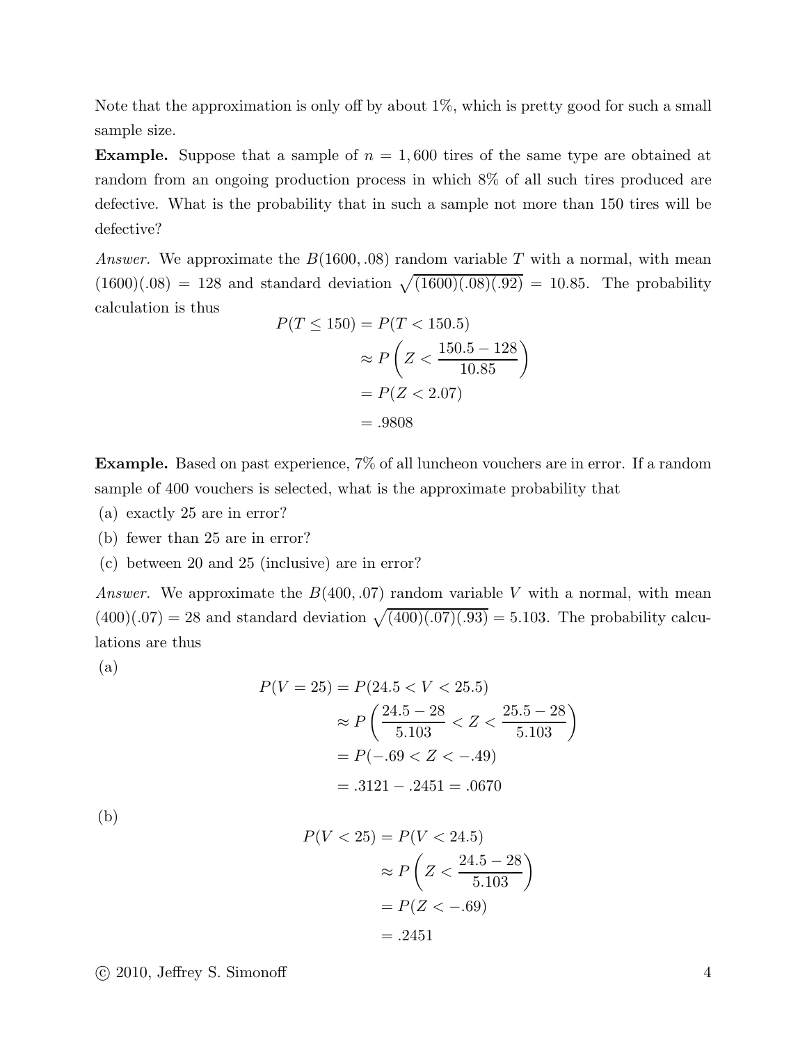Note that the approximation is only off by about 1%, which is pretty good for such a small sample size.

**Example.** Suppose that a sample of $n = 1,600$ tires of the same type are obtained at random from an ongoing production process in which 8% of all such tires produced are defective. What is the probability that in such a sample not more than 150 tires will be defective?

*Answer.* We approximate the $B(1600, .08)$ random variable $T$ with a normal, with mean $(1600)(.08) = 128$ and standard deviation $\sqrt{(1600)(.08)(.92)} = 10.85$. The probability calculation is thus

$$
\begin{aligned}
P(T \leq 150) &= P(T < 150.5) \\
&\approx P\left(Z < \frac{150.5 - 128}{10.85}\right) \\
&= P(Z < 2.07) \\
&= .9808
\end{aligned}
$$

**Example.** Based on past experience, 7% of all luncheon vouchers are in error. If a random sample of 400 vouchers is selected, what is the approximate probability that

(a) exactly 25 are in error?

(b) fewer than 25 are in error?

(c) between 20 and 25 (inclusive) are in error?

*Answer.* We approximate the $B(400, .07)$ random variable $V$ with a normal, with mean $(400)(.07) = 28$ and standard deviation $\sqrt{(400)(.07)(.93)} = 5.103$. The probability calculations are thus

(a)

$$
\begin{aligned}
P(V = 25) &= P(24.5 < V < 25.5) \\
&\approx P\left(\frac{24.5 - 28}{5.103} < Z < \frac{25.5 - 28}{5.103}\right) \\
&= P(-.69 < Z < -.49) \\
&= .3121 - .2451 = .0670
\end{aligned}
$$

(b)

$$
\begin{aligned}
P(V < 25) &= P(V < 24.5) \\
&\approx P\left(Z < \frac{24.5 - 28}{5.103}\right) \\
&= P(Z < -.69) \\
&= .2451
\end{aligned}
$$

© 2010, Jeffrey S. Simonoff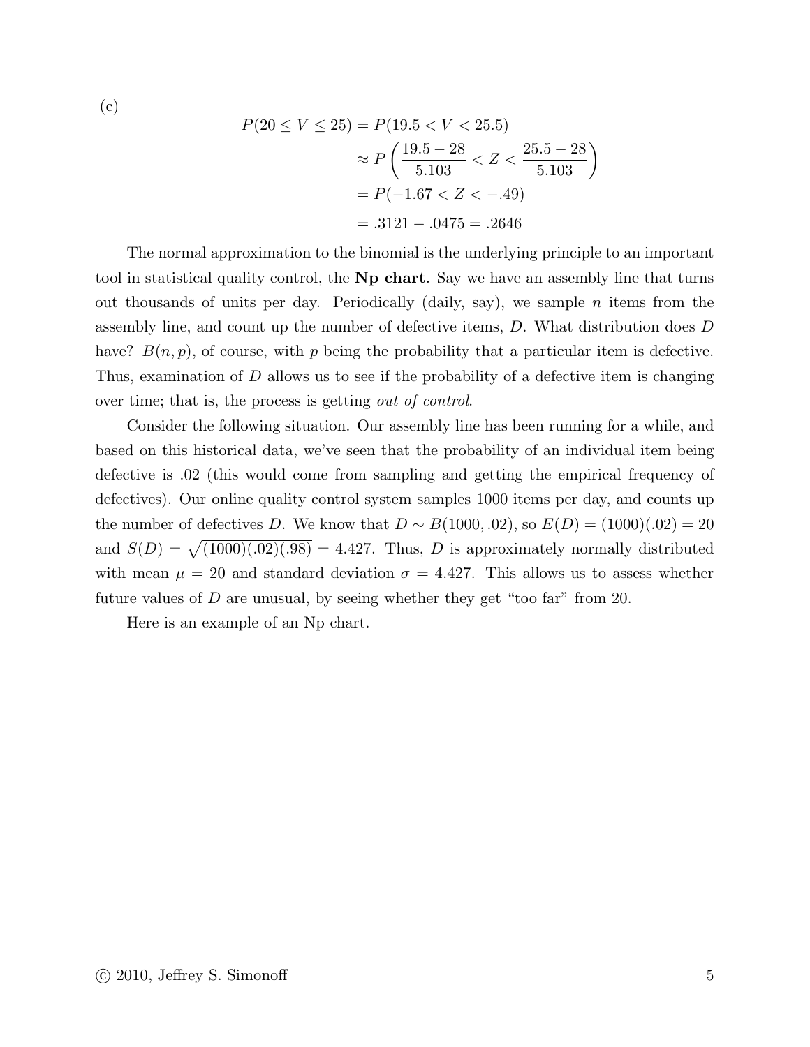(c)

$$
\begin{aligned}
P(20 \le V \le 25) &= P(19.5 < V < 25.5) \\
&\approx P\left(\frac{19.5 - 28}{5.103} < Z < \frac{25.5 - 28}{5.103}\right) \\
&= P(-1.67 < Z < -.49) \\
&= .3121 - .0475 = .2646
\end{aligned}
$$

The normal approximation to the binomial is the underlying principle to an important tool in statistical quality control, the **Np chart**. Say we have an assembly line that turns out thousands of units per day. Periodically (daily, say), we sample $n$ items from the assembly line, and count up the number of defective items, $D$. What distribution does $D$ have? $B(n, p)$, of course, with $p$ being the probability that a particular item is defective. Thus, examination of $D$ allows us to see if the probability of a defective item is changing over time; that is, the process is getting *out of control*.

Consider the following situation. Our assembly line has been running for a while, and based on this historical data, we've seen that the probability of an individual item being defective is .02 (this would come from sampling and getting the empirical frequency of defectives). Our online quality control system samples 1000 items per day, and counts up the number of defectives $D$. We know that $D \sim B(1000, .02)$, so $E(D) = (1000)(.02) = 20$ and $S(D) = \sqrt{(1000)(.02)(.98)} = 4.427$. Thus, $D$ is approximately normally distributed with mean $\mu = 20$ and standard deviation $\sigma = 4.427$. This allows us to assess whether future values of $D$ are unusual, by seeing whether they get "too far" from 20.

Here is an example of an Np chart.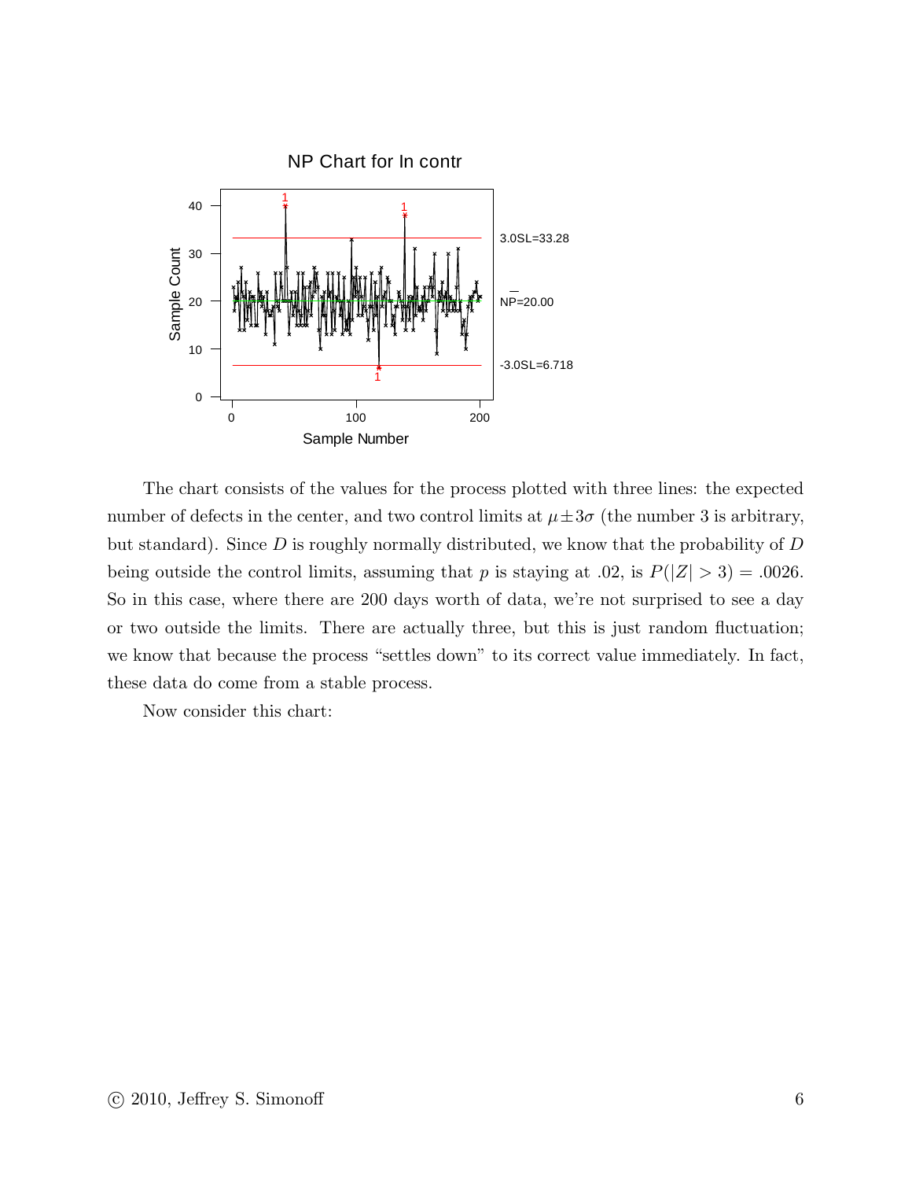The chart consists of the values for the process plotted with three lines: the expected number of defects in the center, and two control limits at $\mu \pm 3\sigma$ (the number 3 is arbitrary, but standard). Since $D$ is roughly normally distributed, we know that the probability of $D$ being outside the control limits, assuming that $p$ is staying at .02, is $P(|Z| > 3) = .0026$. So in this case, where there are 200 days worth of data, we're not surprised to see a day or two outside the limits. There are actually three, but this is just random fluctuation; we know that because the process "settles down" to its correct value immediately. In fact, these data do come from a stable process.

Now consider this chart: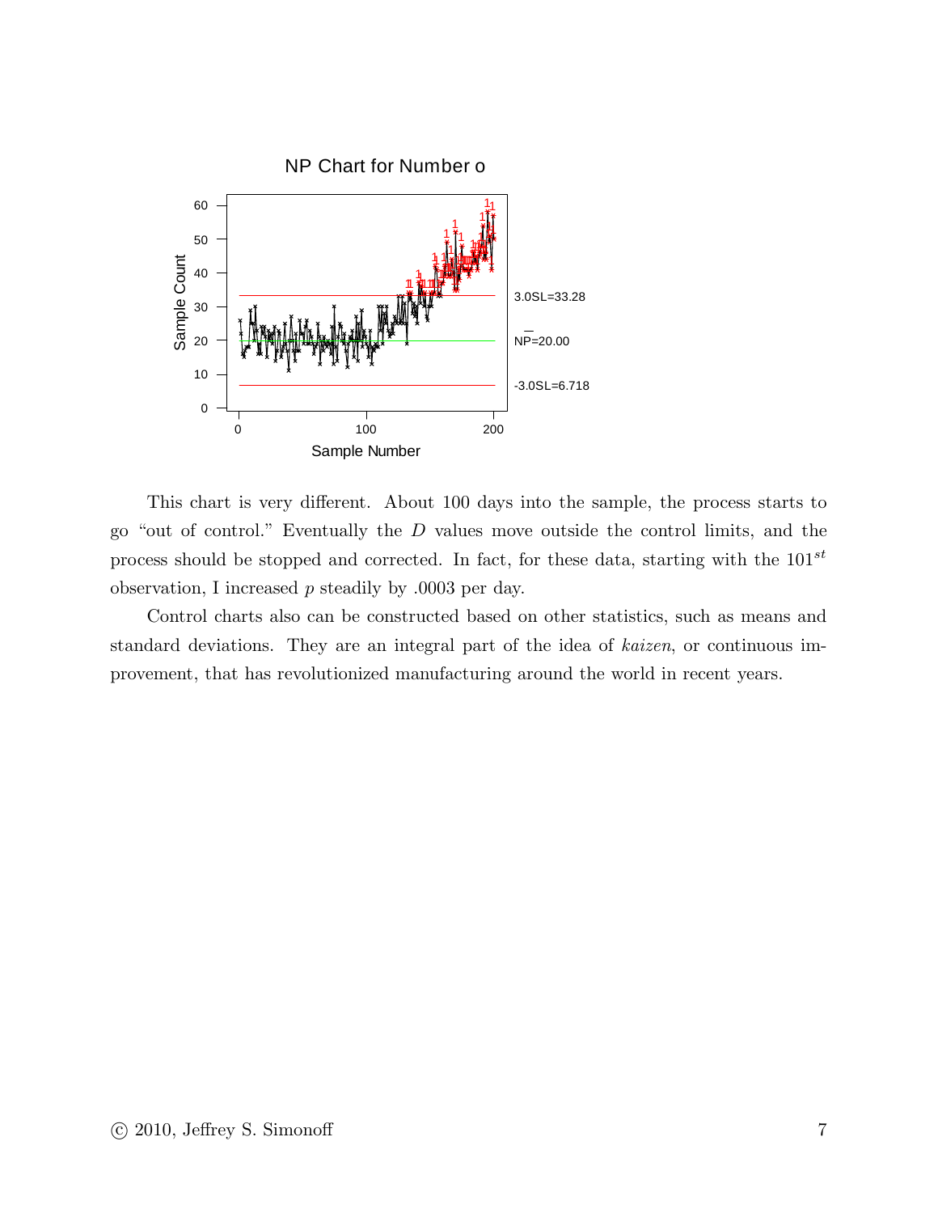NP Chart for Number o

Sample Count

60
50
40
30
20
10
0

3.0SL=33.28

NP=20.00

-3.0SL=6.718

0
100
200

Sample Number

This chart is very different. About 100 days into the sample, the process starts to go "out of control." Eventually the $D$ values move outside the control limits, and the process should be stopped and corrected. In fact, for these data, starting with the $101^{st}$ observation, I increased $p$ steadily by .0003 per day.

Control charts also can be constructed based on other statistics, such as means and standard deviations. They are an integral part of the idea of *kaizen*, or continuous improvement, that has revolutionized manufacturing around the world in recent years.

© 2010, Jeffrey S. Simonoff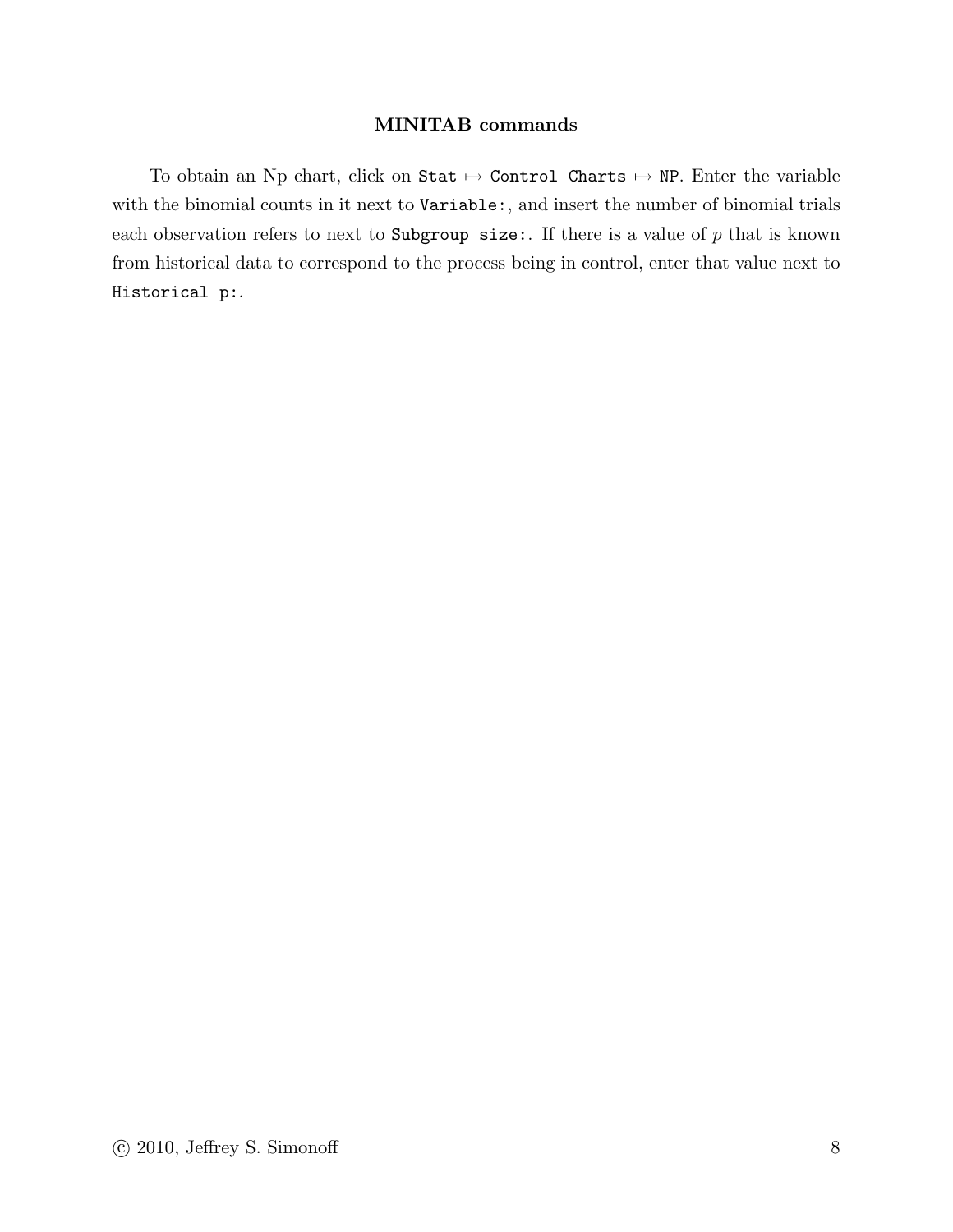### MINITAB commands

To obtain an Np chart, click on `Stat` ↦ `Control Charts` ↦ `NP`. Enter the variable with the binomial counts in it next to `Variable:`, and insert the number of binomial trials each observation refers to next to `Subgroup size:`. If there is a value of $p$ that is known from historical data to correspond to the process being in control, enter that value next to `Historical p:`.

© 2010, Jeffrey S. Simonoff